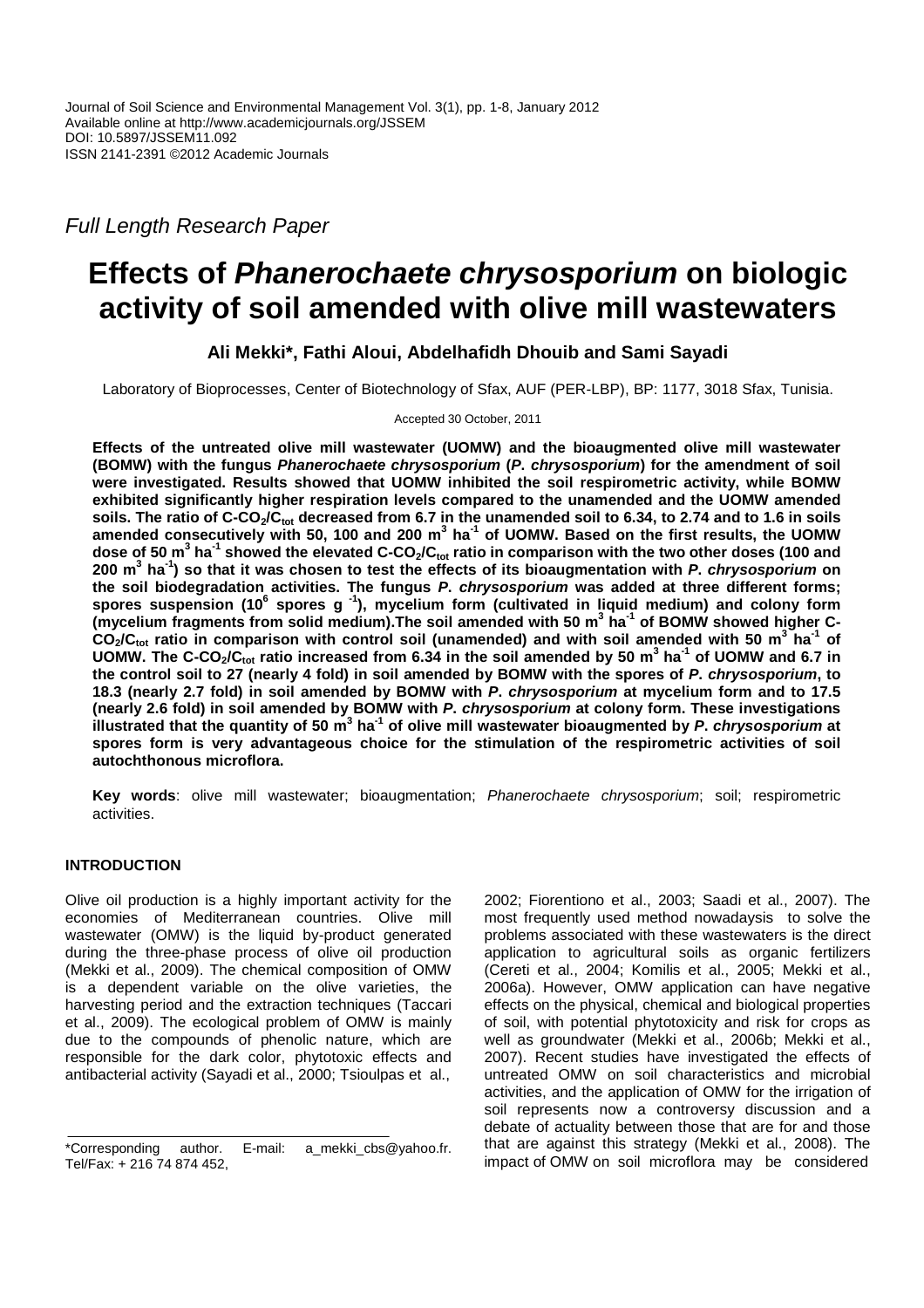Journal of Soil Science and Environmental Management Vol. 3(1), pp. 1-8, January 2012
Available online at http://www.academicjournals.org/JSSEM
DOI: 10.5897/JSSEM11.092
ISSN 2141-2391 ©2012 Academic Journals

*Full Length Research Paper*

# Effects of *Phanerochaete chrysosporium* on biologic activity of soil amended with olive mill wastewaters

**Ali Mekki\*, Fathi Aloui, Abdelhafidh Dhouib and Sami Sayadi**

Laboratory of Bioprocesses, Center of Biotechnology of Sfax, AUF (PER-LBP), BP: 1177, 3018 Sfax, Tunisia.

Accepted 30 October, 2011

**Effects of the untreated olive mill wastewater (UOMW) and the bioaugmented olive mill wastewater (BOMW) with the fungus *Phanerochaete chrysosporium* (*P. chrysosporium*) for the amendment of soil were investigated. Results showed that UOMW inhibited the soil respirometric activity, while BOMW exhibited significantly higher respiration levels compared to the unamended and the UOMW amended soils. The ratio of C-$CO_2$/$C_{tot}$ decreased from 6.7 in the unamended soil to 6.34, to 2.74 and to 1.6 in soils amended consecutively with 50, 100 and 200 $m^3$ $ha^{-1}$ of UOMW. Based on the first results, the UOMW dose of 50 $m^3$ $ha^{-1}$ showed the elevated C-$CO_2$/$C_{tot}$ ratio in comparison with the two other doses (100 and 200 $m^3$ $ha^{-1}$) so that it was chosen to test the effects of its bioaugmentation with *P. chrysosporium* on the soil biodegradation activities. The fungus *P. chrysosporium* was added at three different forms; spores suspension ($10^6$ spores $g^{-1}$), mycelium form (cultivated in liquid medium) and colony form (mycelium fragments from solid medium).The soil amended with 50 $m^3$ $ha^{-1}$ of BOMW showed higher C-$CO_2$/$C_{tot}$ ratio in comparison with control soil (unamended) and with soil amended with 50 $m^3$ $ha^{-1}$ of UOMW. The C-$CO_2$/$C_{tot}$ ratio increased from 6.34 in the soil amended by 50 $m^3$ $ha^{-1}$ of UOMW and 6.7 in the control soil to 27 (nearly 4 fold) in soil amended by BOMW with the spores of *P. chrysosporium*, to 18.3 (nearly 2.7 fold) in soil amended by BOMW with *P. chrysosporium* at mycelium form and to 17.5 (nearly 2.6 fold) in soil amended by BOMW with *P. chrysosporium* at colony form. These investigations illustrated that the quantity of 50 $m^3$ $ha^{-1}$ of olive mill wastewater bioaugmented by *P. chrysosporium* at spores form is very advantageous choice for the stimulation of the respirometric activities of soil autochthonous microflora.**

**Key words**: olive mill wastewater; bioaugmentation; *Phanerochaete chrysosporium*; soil; respirometric activities.

## INTRODUCTION

Olive oil production is a highly important activity for the economies of Mediterranean countries. Olive mill wastewater (OMW) is the liquid by-product generated during the three-phase process of olive oil production (Mekki et al., 2009). The chemical composition of OMW is a dependent variable on the olive varieties, the harvesting period and the extraction techniques (Taccari et al., 2009). The ecological problem of OMW is mainly due to the compounds of phenolic nature, which are responsible for the dark color, phytotoxic effects and antibacterial activity (Sayadi et al., 2000; Tsioulpas et al., 2002; Fiorentiono et al., 2003; Saadi et al., 2007). The most frequently used method nowadaysis to solve the problems associated with these wastewaters is the direct application to agricultural soils as organic fertilizers (Cereti et al., 2004; Komilis et al., 2005; Mekki et al., 2006a). However, OMW application can have negative effects on the physical, chemical and biological properties of soil, with potential phytotoxicity and risk for crops as well as groundwater (Mekki et al., 2006b; Mekki et al., 2007). Recent studies have investigated the effects of untreated OMW on soil characteristics and microbial activities, and the application of OMW for the irrigation of soil represents now a controversy discussion and a debate of actuality between those that are for and those that are against this strategy (Mekki et al., 2008). The impact of OMW on soil microflora may be considered

\*Corresponding author. E-mail: a_mekki_cbs@yahoo.fr. Tel/Fax: + 216 74 874 452,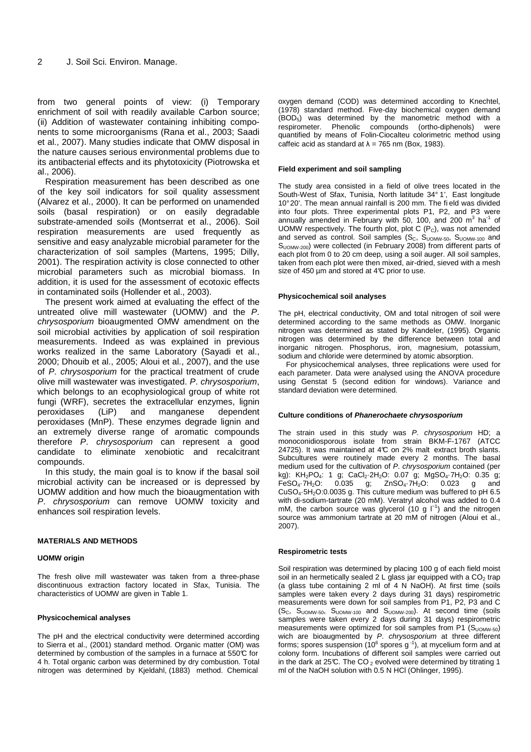from two general points of view: (i) Temporary enrichment of soil with readily available Carbon source; (ii) Addition of wastewater containing inhibiting components to some microorganisms (Rana et al., 2003; Saadi et al., 2007). Many studies indicate that OMW disposal in the nature causes serious environmental problems due to its antibacterial effects and its phytotoxicity (Piotrowska et al., 2006).

Respiration measurement has been described as one of the key soil indicators for soil quality assessment (Alvarez et al., 2000). It can be performed on unamended soils (basal respiration) or on easily degradable substrate-amended soils (Montserrat et al., 2006). Soil respiration measurements are used frequently as sensitive and easy analyzable microbial parameter for the characterization of soil samples (Martens, 1995; Dilly, 2001). The respiration activity is close connected to other microbial parameters such as microbial biomass. In addition, it is used for the assessment of ecotoxic effects in contaminated soils (Hollender et al., 2003).

The present work aimed at evaluating the effect of the untreated olive mill wastewater (UOMW) and the *P. chrysosporium* bioaugmented OMW amendment on the soil microbial activities by application of soil respiration measurements. Indeed as was explained in previous works realized in the same Laboratory (Sayadi et al., 2000; Dhouib et al., 2005; Aloui et al., 2007), and the use of *P. chrysosporium* for the practical treatment of crude olive mill wastewater was investigated. *P. chrysosporium*, which belongs to an ecophysiological group of white rot fungi (WRF), secretes the extracellular enzymes, lignin peroxidases (LiP) and manganese dependent peroxidases (MnP). These enzymes degrade lignin and an extremely diverse range of aromatic compounds therefore *P. chrysosporium* can represent a good candidate to eliminate xenobiotic and recalcitrant compounds.

In this study, the main goal is to know if the basal soil microbial activity can be increased or is depressed by UOMW addition and how much the bioaugmentation with *P. chrysosporium* can remove UOMW toxicity and enhances soil respiration levels.

## MATERIALS AND METHODS

### UOMW origin

The fresh olive mill wastewater was taken from a three-phase discontinuous extraction factory located in Sfax, Tunisia. The characteristics of UOMW are given in Table 1.

### Physicochemical analyses

The pH and the electrical conductivity were determined according to Sierra et al., (2001) standard method. Organic matter (OM) was determined by combustion of the samples in a furnace at 550°C for 4 h. Total organic carbon was determined by dry combustion. Total nitrogen was determined by Kjeldahl, (1883) method. Chemical oxygen demand (COD) was determined according to Knechtel, (1978) standard method. Five-day biochemical oxygen demand ($BOD_5$) was determined by the manometric method with a respirometer. Phenolic compounds (ortho-diphenols) were quantified by means of Folin-Ciocalteu colorimetric method using caffeic acid as standard at $\lambda$ = 765 nm (Box, 1983).

### Field experiment and soil sampling

The study area consisted in a field of olive trees located in the South-West of Sfax, Tunisia, North latitude 34° 1', East longitude 10° 20'. The mean annual rainfall is 200 mm. The field was divided into four plots. Three experimental plots P1, P2, and P3 were annually amended in February with 50, 100, and 200 $m^3$ $ha^{-1}$ of UOMW respectively. The fourth plot, plot C ($P_C$), was not amended and served as control. Soil samples ($S_C$, $S_{UOMW-50}$, $S_{UOMW-100}$ and $S_{UOMW-200}$) were collected (in February 2008) from different parts of each plot from 0 to 20 cm deep, using a soil auger. All soil samples, taken from each plot were then mixed, air-dried, sieved with a mesh size of 450 µm and stored at 4°C prior to use.

### Physicochemical soil analyses

The pH, electrical conductivity, OM and total nitrogen of soil were determined according to the same methods as OMW. Inorganic nitrogen was determined as stated by Kandeler, (1995). Organic nitrogen was determined by the difference between total and inorganic nitrogen. Phosphorus, iron, magnesium, potassium, sodium and chloride were determined by atomic absorption.

For physicochemical analyses, three replications were used for each parameter. Data were analysed using the ANOVA procedure using Genstat 5 (second edition for windows). Variance and standard deviation were determined.

### Culture conditions of *Phanerochaete chrysosporium*

The strain used in this study was *P. chrysosporium* HD; a monoconidiosporous isolate from strain BKM-F-1767 (ATCC 24725). It was maintained at 4°C on 2% malt extract broth slants. Subcultures were routinely made every 2 months. The basal medium used for the cultivation of *P. chrysosporium* contained (per kg): $KH_2PO_4$: 1 g; $CaCl_2{\cdot}2H_2O$: 0.07 g; $MgSO_4{\cdot}7H_2O$: 0.35 g; $FeSO_4{\cdot}7H_2O$: 0.035 g; $ZnSO_4{\cdot}7H_2O$: 0.023 g and $CuSO_4{\cdot}5H_2O$:0.0035 g. This culture medium was buffered to pH 6.5 with di-sodium-tartrate (20 mM). Veratryl alcohol was added to 0.4 mM, the carbon source was glycerol (10 g $l^{-1}$) and the nitrogen source was ammonium tartrate at 20 mM of nitrogen (Aloui et al., 2007).

### Respirometric tests

Soil respiration was determined by placing 100 g of each field moist soil in an hermetically sealed 2 L glass jar equipped with a $CO_2$ trap (a glass tube containing 2 ml of 4 N NaOH). At first time (soils samples were taken every 2 days during 31 days) respirometric measurements were down for soil samples from P1, P2, P3 and C ($S_C$, $S_{UOMW-50}$, $S_{UOMW-100}$ and $S_{UOMW-200}$). At second time (soils samples were taken every 2 days during 31 days) respirometric measurements were optimized for soil samples from P1 ($S_{UOMW-50}$) wich are bioaugmented by *P. chrysosporium* at three different forms; spores suspension ($10^6$ spores $g^{-1}$), at mycelium form and at colony form. Incubations of different soil samples were carried out in the dark at 25°C. The $CO_2$ evolved were determined by titrating 1 ml of the NaOH solution with 0.5 N HCl (Ohlinger, 1995).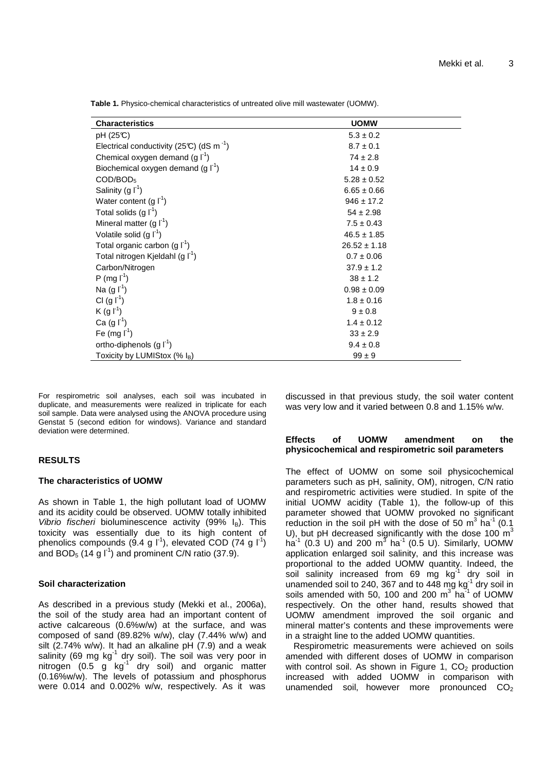**Table 1.** Physico-chemical characteristics of untreated olive mill wastewater (UOMW).

| Characteristics | UOMW |
|---|---|
| pH (25°C) | 5.3 ± 0.2 |
| Electrical conductivity (25°C) (dS $m^{-1}$) | 8.7 ± 0.1 |
| Chemical oxygen demand (g $l^{-1}$) | 74 ± 2.8 |
| Biochemical oxygen demand (g $l^{-1}$) | 14 ± 0.9 |
| COD/$BOD_5$ | 5.28 ± 0.52 |
| Salinity (g $l^{-1}$) | 6.65 ± 0.66 |
| Water content (g $l^{-1}$) | 946 ± 17.2 |
| Total solids (g $l^{-1}$) | 54 ± 2.98 |
| Mineral matter (g $l^{-1}$) | 7.5 ± 0.43 |
| Volatile solid (g $l^{-1}$) | 46.5 ± 1.85 |
| Total organic carbon (g $l^{-1}$) | 26.52 ± 1.18 |
| Total nitrogen Kjeldahl (g $l^{-1}$) | 0.7 ± 0.06 |
| Carbon/Nitrogen | 37.9 ± 1.2 |
| P (mg $l^{-1}$) | 38 ± 1.2 |
| Na (g $l^{-1}$) | 0.98 ± 0.09 |
| Cl (g $l^{-1}$) | 1.8 ± 0.16 |
| K (g $l^{-1}$) | 9 ± 0.8 |
| Ca (g $l^{-1}$) | 1.4 ± 0.12 |
| Fe (mg $l^{-1}$) | 33 ± 2.9 |
| ortho-diphenols (g $l^{-1}$) | 9.4 ± 0.8 |
| Toxicity by LUMIStox (% $I_B$) | 99 ± 9 |

For respirometric soil analyses, each soil was incubated in duplicate, and measurements were realized in triplicate for each soil sample. Data were analysed using the ANOVA procedure using Genstat 5 (second edition for windows). Variance and standard deviation were determined.

## RESULTS

### The characteristics of UOMW

As shown in Table 1, the high pollutant load of UOMW and its acidity could be observed. UOMW totally inhibited *Vibrio fischeri* bioluminescence activity (99% $I_B$). This toxicity was essentially due to its high content of phenolics compounds (9.4 g $l^{-1}$), elevated COD (74 g $l^{-1}$) and $BOD_5$ (14 g $l^{-1}$) and prominent C/N ratio (37.9).

### Soil characterization

As described in a previous study (Mekki et al., 2006a), the soil of the study area had an important content of active calcareous (0.6%w/w) at the surface, and was composed of sand (89.82% w/w), clay (7.44% w/w) and silt (2.74% w/w). It had an alkaline pH (7.9) and a weak salinity (69 mg $kg^{-1}$ dry soil). The soil was very poor in nitrogen (0.5 g $kg^{-1}$ dry soil) and organic matter (0.16%w/w). The levels of potassium and phosphorus were 0.014 and 0.002% w/w, respectively. As it was discussed in that previous study, the soil water content was very low and it varied between 0.8 and 1.15% w/w.

### Effects of UOMW amendment on the physicochemical and respirometric soil parameters

The effect of UOMW on some soil physicochemical parameters such as pH, salinity, OM), nitrogen, C/N ratio and respirometric activities were studied. In spite of the initial UOMW acidity (Table 1), the follow-up of this parameter showed that UOMW provoked no significant reduction in the soil pH with the dose of 50 $m^3$ $ha^{-1}$ (0.1 U), but pH decreased significantly with the dose 100 $m^3$ $ha^{-1}$ (0.3 U) and 200 $m^3$ $ha^{-1}$ (0.5 U). Similarly, UOMW application enlarged soil salinity, and this increase was proportional to the added UOMW quantity. Indeed, the soil salinity increased from 69 mg $kg^{-1}$ dry soil in unamended soil to 240, 367 and to 448 mg $kg^{-1}$ dry soil in soils amended with 50, 100 and 200 $m^3$ $ha^{-1}$ of UOMW respectively. On the other hand, results showed that UOMW amendment improved the soil organic and mineral matter's contents and these improvements were in a straight line to the added UOMW quantities.

Respirometric measurements were achieved on soils amended with different doses of UOMW in comparison with control soil. As shown in Figure 1, $CO_2$ production increased with added UOMW in comparison with unamended soil, however more pronounced $CO_2$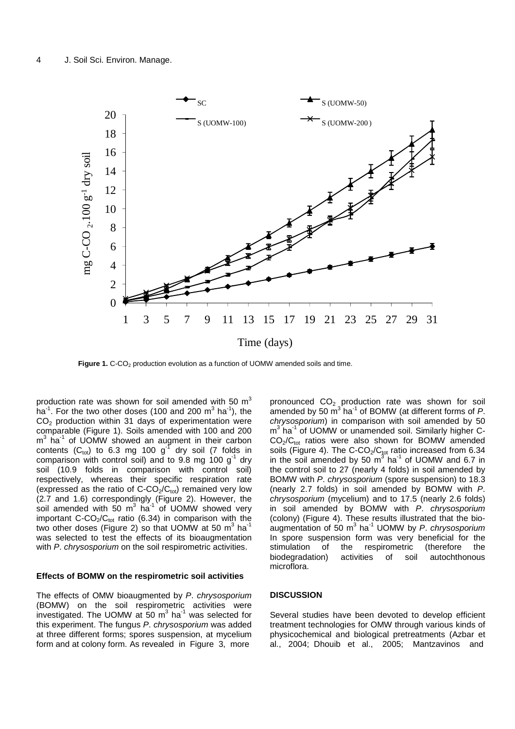**Figure 1.** $C\text{-}CO_2$ production evolution as a function of UOMW amended soils and time.

production rate was shown for soil amended with 50 $m^3$ $ha^{-1}$. For the two other doses (100 and 200 $m^3$ $ha^{-1}$), the $CO_2$ production within 31 days of experimentation were comparable (Figure 1). Soils amended with 100 and 200 $m^3$ $ha^{-1}$ of UOMW showed an augment in their carbon contents ($C_{tot}$) to 6.3 mg 100 $g^{-1}$ dry soil (7 folds in comparison with control soil) and to 9.8 mg 100 $g^{-1}$ dry soil (10.9 folds in comparison with control soil) respectively, whereas their specific respiration rate (expressed as the ratio of $C\text{-}CO_2/C_{tot}$) remained very low (2.7 and 1.6) correspondingly (Figure 2). However, the soil amended with 50 $m^3$ $ha^{-1}$ of UOMW showed very important $C\text{-}CO_2/C_{tot}$ ratio (6.34) in comparison with the two other doses (Figure 2) so that UOMW at 50 $m^3$ $ha^{-1}$ was selected to test the effects of its bioaugmentation with *P. chrysosporium* on the soil respirometric activities.

### Effects of BOMW on the respirometric soil activities

The effects of OMW bioaugmented by *P. chrysosporium* (BOMW) on the soil respirometric activities were investigated. The UOMW at 50 $m^3$ $ha^{-1}$ was selected for this experiment. The fungus *P. chrysosporium* was added at three different forms; spores suspension, at mycelium form and at colony form. As revealed in Figure 3, more pronounced $CO_2$ production rate was shown for soil amended by 50 $m^3$ $ha^{-1}$ of BOMW (at different forms of *P. chrysosporium*) in comparison with soil amended by 50 $m^3$ $ha^{-1}$ of UOMW or unamended soil. Similarly higher $C\text{-}CO_2/C_{tot}$ ratios were also shown for BOMW amended soils (Figure 4). The $C\text{-}CO_2/C_{tot}$ ratio increased from 6.34 in the soil amended by 50 $m^3$ $ha^{-1}$ of UOMW and 6.7 in the control soil to 27 (nearly 4 folds) in soil amended by BOMW with *P. chrysosporium* (spore suspension) to 18.3 (nearly 2.7 folds) in soil amended by BOMW with *P. chrysosporium* (mycelium) and to 17.5 (nearly 2.6 folds) in soil amended by BOMW with *P. chrysosporium* (colony) (Figure 4). These results illustrated that the bio-augmentation of 50 $m^3$ $ha^{-1}$ UOMW by *P. chrysosporium* In spore suspension form was very beneficial for the stimulation of the respirometric (therefore the biodegradation) activities of soil autochthonous microflora.

## DISCUSSION

Several studies have been devoted to develop efficient treatment technologies for OMW through various kinds of physicochemical and biological pretreatments (Azbar et al., 2004; Dhouib et al., 2005; Mantzavinos and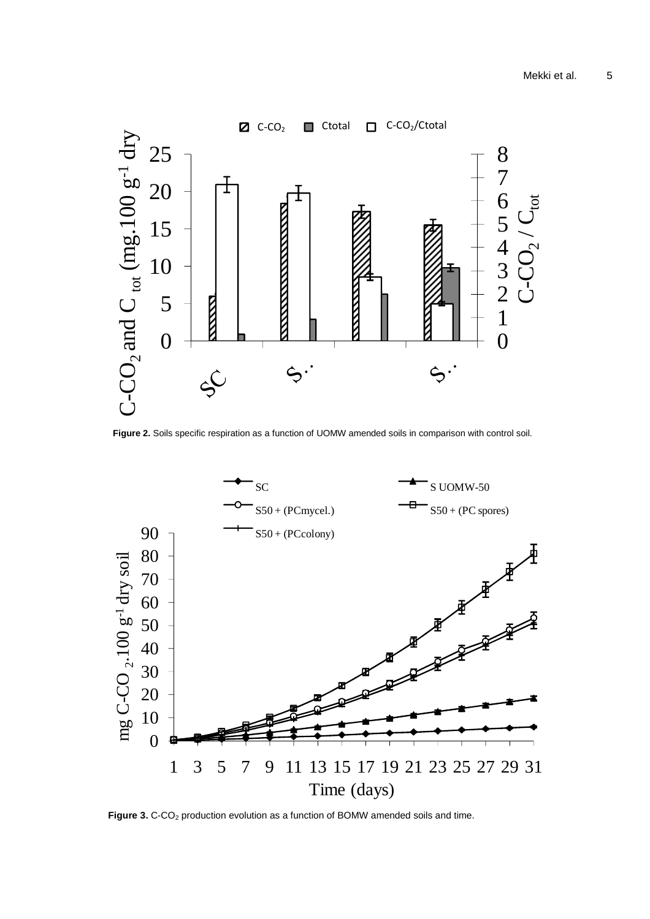Figure 2. Soils specific respiration as a function of UOMW amended soils in comparison with control soil.

Figure 3. $C\text{-}CO_2$ production evolution as a function of BOMW amended soils and time.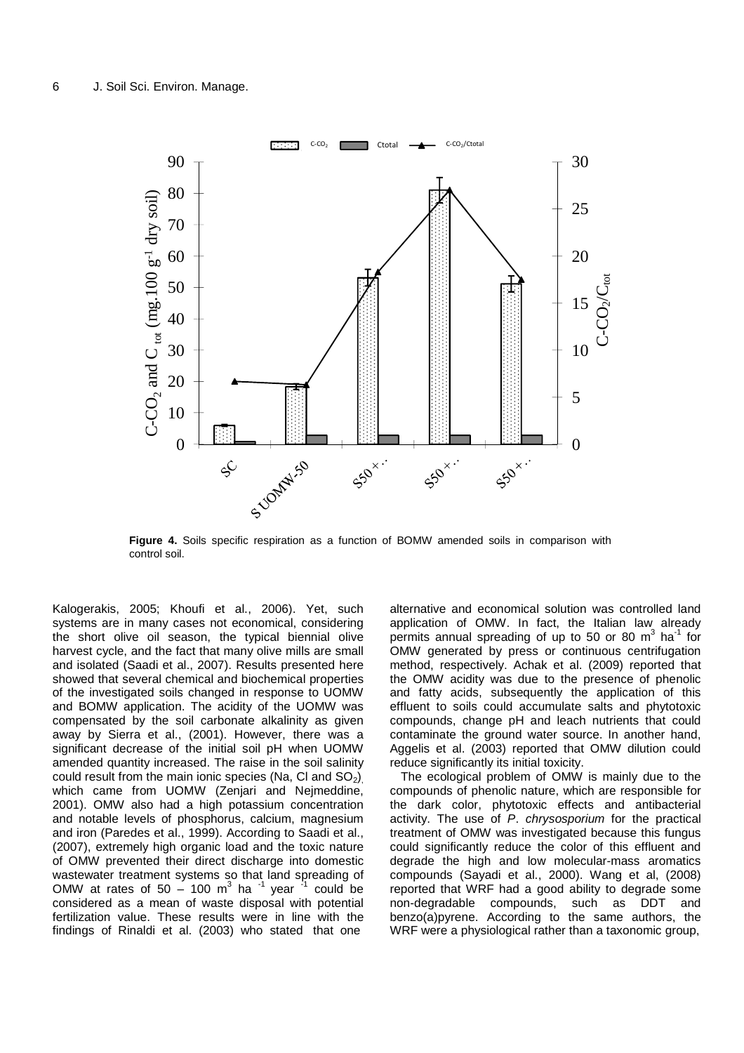**Figure 4.** Soils specific respiration as a function of BOMW amended soils in comparison with control soil.

Kalogerakis, 2005; Khoufi et al., 2006). Yet, such systems are in many cases not economical, considering the short olive oil season, the typical biennial olive harvest cycle, and the fact that many olive mills are small and isolated (Saadi et al., 2007). Results presented here showed that several chemical and biochemical properties of the investigated soils changed in response to UOMW and BOMW application. The acidity of the UOMW was compensated by the soil carbonate alkalinity as given away by Sierra et al., (2001). However, there was a significant decrease of the initial soil pH when UOMW amended quantity increased. The raise in the soil salinity could result from the main ionic species (Na, Cl and $SO_2$), which came from UOMW (Zenjari and Nejmeddine, 2001). OMW also had a high potassium concentration and notable levels of phosphorus, calcium, magnesium and iron (Paredes et al., 1999). According to Saadi et al., (2007), extremely high organic load and the toxic nature of OMW prevented their direct discharge into domestic wastewater treatment systems so that land spreading of OMW at rates of 50 – 100 $m^3$ $ha^{-1}$ $year^{-1}$ could be considered as a mean of waste disposal with potential fertilization value. These results were in line with the findings of Rinaldi et al. (2003) who stated that one alternative and economical solution was controlled land application of OMW. In fact, the Italian law already permits annual spreading of up to 50 or 80 $m^3$ $ha^{-1}$ for OMW generated by press or continuous centrifugation method, respectively. Achak et al. (2009) reported that the OMW acidity was due to the presence of phenolic and fatty acids, subsequently the application of this effluent to soils could accumulate salts and phytotoxic compounds, change pH and leach nutrients that could contaminate the ground water source. In another hand, Aggelis et al. (2003) reported that OMW dilution could reduce significantly its initial toxicity.

The ecological problem of OMW is mainly due to the compounds of phenolic nature, which are responsible for the dark color, phytotoxic effects and antibacterial activity. The use of *P. chrysosporium* for the practical treatment of OMW was investigated because this fungus could significantly reduce the color of this effluent and degrade the high and low molecular-mass aromatics compounds (Sayadi et al., 2000). Wang et al, (2008) reported that WRF had a good ability to degrade some non-degradable compounds, such as DDT and benzo(a)pyrene. According to the same authors, the WRF were a physiological rather than a taxonomic group,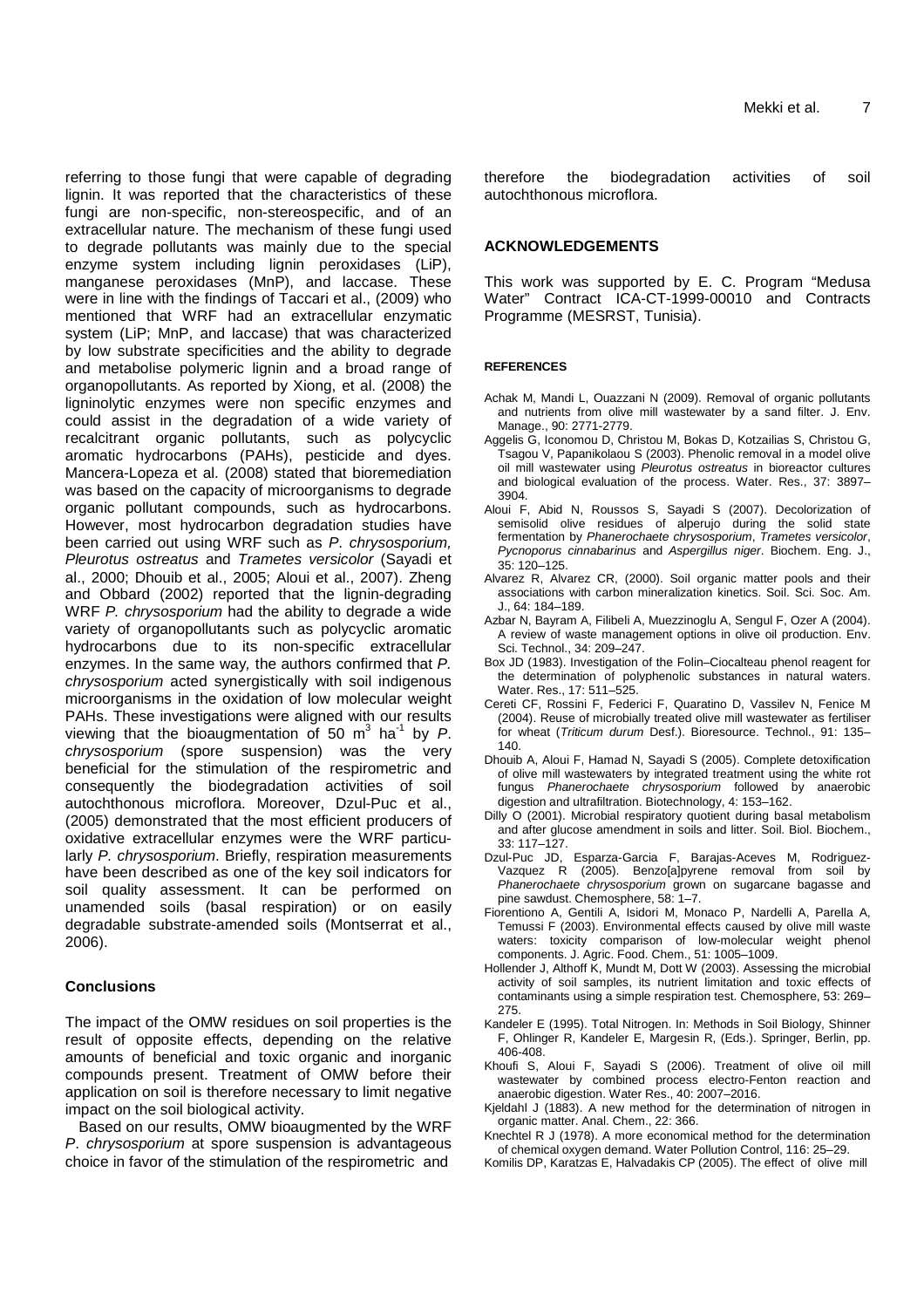referring to those fungi that were capable of degrading lignin. It was reported that the characteristics of these fungi are non-specific, non-stereospecific, and of an extracellular nature. The mechanism of these fungi used to degrade pollutants was mainly due to the special enzyme system including lignin peroxidases (LiP), manganese peroxidases (MnP), and laccase. These were in line with the findings of Taccari et al., (2009) who mentioned that WRF had an extracellular enzymatic system (LiP; MnP, and laccase) that was characterized by low substrate specificities and the ability to degrade and metabolise polymeric lignin and a broad range of organopollutants. As reported by Xiong, et al. (2008) the ligninolytic enzymes were non specific enzymes and could assist in the degradation of a wide variety of recalcitrant organic pollutants, such as polycyclic aromatic hydrocarbons (PAHs), pesticide and dyes. Mancera-Lopeza et al. (2008) stated that bioremediation was based on the capacity of microorganisms to degrade organic pollutant compounds, such as hydrocarbons. However, most hydrocarbon degradation studies have been carried out using WRF such as *P. chrysosporium, Pleurotus ostreatus* and *Trametes versicolor* (Sayadi et al., 2000; Dhouib et al., 2005; Aloui et al., 2007). Zheng and Obbard (2002) reported that the lignin-degrading WRF *P. chrysosporium* had the ability to degrade a wide variety of organopollutants such as polycyclic aromatic hydrocarbons due to its non-specific extracellular enzymes. In the same way*,* the authors confirmed that *P. chrysosporium* acted synergistically with soil indigenous microorganisms in the oxidation of low molecular weight PAHs. These investigations were aligned with our results viewing that the bioaugmentation of 50 $m^3$ $ha^{-1}$ by *P. chrysosporium* (spore suspension) was the very beneficial for the stimulation of the respirometric and consequently the biodegradation activities of soil autochthonous microflora. Moreover, Dzul-Puc et al., (2005) demonstrated that the most efficient producers of oxidative extracellular enzymes were the WRF particularly *P. chrysosporium*. Briefly, respiration measurements have been described as one of the key soil indicators for soil quality assessment. It can be performed on unamended soils (basal respiration) or on easily degradable substrate-amended soils (Montserrat et al., 2006).

## Conclusions

The impact of the OMW residues on soil properties is the result of opposite effects, depending on the relative amounts of beneficial and toxic organic and inorganic compounds present. Treatment of OMW before their application on soil is therefore necessary to limit negative impact on the soil biological activity.

Based on our results, OMW bioaugmented by the WRF *P. chrysosporium* at spore suspension is advantageous choice in favor of the stimulation of the respirometric and therefore the biodegradation activities of soil autochthonous microflora.

## ACKNOWLEDGEMENTS

This work was supported by E. C. Program "Medusa Water" Contract ICA-CT-1999-00010 and Contracts Programme (MESRST, Tunisia).

## REFERENCES

Achak M, Mandi L, Ouazzani N (2009). Removal of organic pollutants and nutrients from olive mill wastewater by a sand filter. J. Env. Manage., 90: 2771-2779.

Aggelis G, Iconomou D, Christou M, Bokas D, Kotzailias S, Christou G, Tsagou V, Papanikolaou S (2003). Phenolic removal in a model olive oil mill wastewater using *Pleurotus ostreatus* in bioreactor cultures and biological evaluation of the process. Water. Res., 37: 3897–3904.

Aloui F, Abid N, Roussos S, Sayadi S (2007). Decolorization of semisolid olive residues of alperujo during the solid state fermentation by *Phanerochaete chrysosporium*, *Trametes versicolor*, *Pycnoporus cinnabarinus* and *Aspergillus niger*. Biochem. Eng. J., 35: 120–125.

Alvarez R, Alvarez CR, (2000). Soil organic matter pools and their associations with carbon mineralization kinetics. Soil. Sci. Soc. Am. J., 64: 184–189.

Azbar N, Bayram A, Filibeli A, Muezzinoglu A, Sengul F, Ozer A (2004). A review of waste management options in olive oil production. Env. Sci. Technol., 34: 209–247.

Box JD (1983). Investigation of the Folin–Ciocalteau phenol reagent for the determination of polyphenolic substances in natural waters. Water. Res., 17: 511–525.

Cereti CF, Rossini F, Federici F, Quaratino D, Vassilev N, Fenice M (2004). Reuse of microbially treated olive mill wastewater as fertiliser for wheat (*Triticum durum* Desf.). Bioresource. Technol., 91: 135–140.

Dhouib A, Aloui F, Hamad N, Sayadi S (2005). Complete detoxification of olive mill wastewaters by integrated treatment using the white rot fungus *Phanerochaete chrysosporium* followed by anaerobic digestion and ultrafiltration. Biotechnology, 4: 153–162.

Dilly O (2001). Microbial respiratory quotient during basal metabolism and after glucose amendment in soils and litter. Soil. Biol. Biochem., 33: 117–127.

Dzul-Puc JD, Esparza-Garcia F, Barajas-Aceves M, Rodriguez-Vazquez R (2005). Benzo[a]pyrene removal from soil by *Phanerochaete chrysosporium* grown on sugarcane bagasse and pine sawdust. Chemosphere, 58: 1–7.

Fiorentiono A, Gentili A, Isidori M, Monaco P, Nardelli A, Parella A, Temussi F (2003). Environmental effects caused by olive mill waste waters: toxicity comparison of low-molecular weight phenol components. J. Agric. Food. Chem., 51: 1005–1009.

Hollender J, Althoff K, Mundt M, Dott W (2003). Assessing the microbial activity of soil samples, its nutrient limitation and toxic effects of contaminants using a simple respiration test. Chemosphere, 53: 269–275.

Kandeler E (1995). Total Nitrogen. In: Methods in Soil Biology, Shinner F, Ohlinger R, Kandeler E, Margesin R, (Eds.). Springer, Berlin, pp. 406-408.

Khoufi S, Aloui F, Sayadi S (2006). Treatment of olive oil mill wastewater by combined process electro-Fenton reaction and anaerobic digestion. Water Res., 40: 2007–2016.

Kjeldahl J (1883). A new method for the determination of nitrogen in organic matter. Anal. Chem., 22: 366.

Knechtel R J (1978). A more economical method for the determination of chemical oxygen demand. Water Pollution Control, 116: 25–29.

Komilis DP, Karatzas E, Halvadakis CP (2005). The effect of olive mill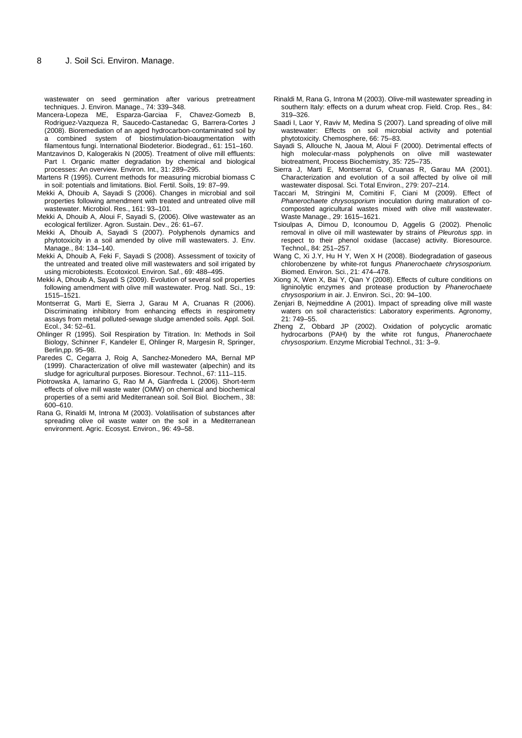wastewater on seed germination after various pretreatment techniques. J. Environ. Manage., 74: 339–348.

Mancera-Lopeza ME, Esparza-Garciaa F, Chavez-Gomezb B, Rodriguez-Vazqueza R, Saucedo-Castanedac G, Barrera-Cortes J (2008). Bioremediation of an aged hydrocarbon-contaminated soil by a combined system of biostimulation-bioaugmentation with filamentous fungi. International Biodeterior. Biodegrad., 61: 151–160.

Mantzavinos D, Kalogerakis N (2005). Treatment of olive mill effluents: Part I. Organic matter degradation by chemical and biological processes: An overview. Environ. Int., 31: 289–295.

Martens R (1995). Current methods for measuring microbial biomass C in soil: potentials and limitations. Biol. Fertil. Soils, 19: 87–99.

Mekki A, Dhouib A, Sayadi S (2006). Changes in microbial and soil properties following amendment with treated and untreated olive mill wastewater. Microbiol. Res., 161: 93–101.

Mekki A, Dhouib A, Aloui F, Sayadi S, (2006). Olive wastewater as an ecological fertilizer. Agron. Sustain. Dev., 26: 61–67.

Mekki A, Dhouib A, Sayadi S (2007). Polyphenols dynamics and phytotoxicity in a soil amended by olive mill wastewaters. J. Env. Manage., 84: 134–140.

Mekki A, Dhouib A, Feki F, Sayadi S (2008). Assessment of toxicity of the untreated and treated olive mill wastewaters and soil irrigated by using microbiotests. Ecotoxicol. Environ. Saf., 69: 488–495.

Mekki A, Dhouib A, Sayadi S (2009). Evolution of several soil properties following amendment with olive mill wastewater. Prog. Natl. Sci., 19: 1515–1521.

Montserrat G, Marti E, Sierra J, Garau M A, Cruanas R (2006). Discriminating inhibitory from enhancing effects in respirometry assays from metal polluted-sewage sludge amended soils. Appl. Soil. Ecol., 34: 52–61.

Ohlinger R (1995). Soil Respiration by Titration. In: Methods in Soil Biology, Schinner F, Kandeler E, Ohlinger R, Margesin R, Springer, Berlin,pp. 95–98.

Paredes C, Cegarra J, Roig A, Sanchez-Monedero MA, Bernal MP (1999). Characterization of olive mill wastewater (alpechin) and its sludge for agricultural purposes. Bioresour. Technol., 67: 111–115.

Piotrowska A, Iamarino G, Rao M A, Gianfreda L (2006). Short-term effects of olive mill waste water (OMW) on chemical and biochemical properties of a semi arid Mediterranean soil. Soil Biol. Biochem., 38: 600–610.

Rana G, Rinaldi M, Introna M (2003). Volatilisation of substances after spreading olive oil waste water on the soil in a Mediterranean environment. Agric. Ecosyst. Environ., 96: 49–58.

Rinaldi M, Rana G, Introna M (2003). Olive-mill wastewater spreading in southern Italy: effects on a durum wheat crop. Field. Crop. Res., 84: 319–326.

Saadi I, Laor Y, Raviv M, Medina S (2007). Land spreading of olive mill wastewater: Effects on soil microbial activity and potential phytotoxicity. Chemosphere, 66: 75–83.

Sayadi S, Allouche N, Jaoua M, Aloui F (2000). Detrimental effects of high molecular-mass polyphenols on olive mill wastewater biotreatment, Process Biochemistry, 35: 725–735.

Sierra J, Marti E, Montserrat G, Cruanas R, Garau MA (2001). Characterization and evolution of a soil affected by olive oil mill wastewater disposal. Sci. Total Environ., 279: 207–214.

Taccari M, Stringini M, Comitini F, Ciani M (2009). Effect of *Phanerochaete chrysosporium* inoculation during maturation of co-composted agricultural wastes mixed with olive mill wastewater. Waste Manage., 29: 1615–1621.

Tsioulpas A, Dimou D, Iconoumou D, Aggelis G (2002). Phenolic removal in olive oil mill wastewater by strains of *Pleurotus spp*. in respect to their phenol oxidase (laccase) activity. Bioresource. Technol., 84: 251–257.

Wang C, Xi J.Y, Hu H Y, Wen X H (2008). Biodegradation of gaseous chlorobenzene by white-rot fungus *Phanerochaete chrysosporium.* Biomed. Environ. Sci., 21: 474–478.

Xiong X, Wen X, Bai Y, Qian Y (2008). Effects of culture conditions on ligninolytic enzymes and protease production by *Phanerochaete chrysosporium* in air. J. Environ. Sci., 20: 94–100.

Zenjari B, Nejmeddine A (2001). Impact of spreading olive mill waste waters on soil characteristics: Laboratory experiments. Agronomy, 21: 749–55.

Zheng Z, Obbard JP (2002). Oxidation of polycyclic aromatic hydrocarbons (PAH) by the white rot fungus, *Phanerochaete chrysosporium*. Enzyme Microbial Technol., 31: 3–9.